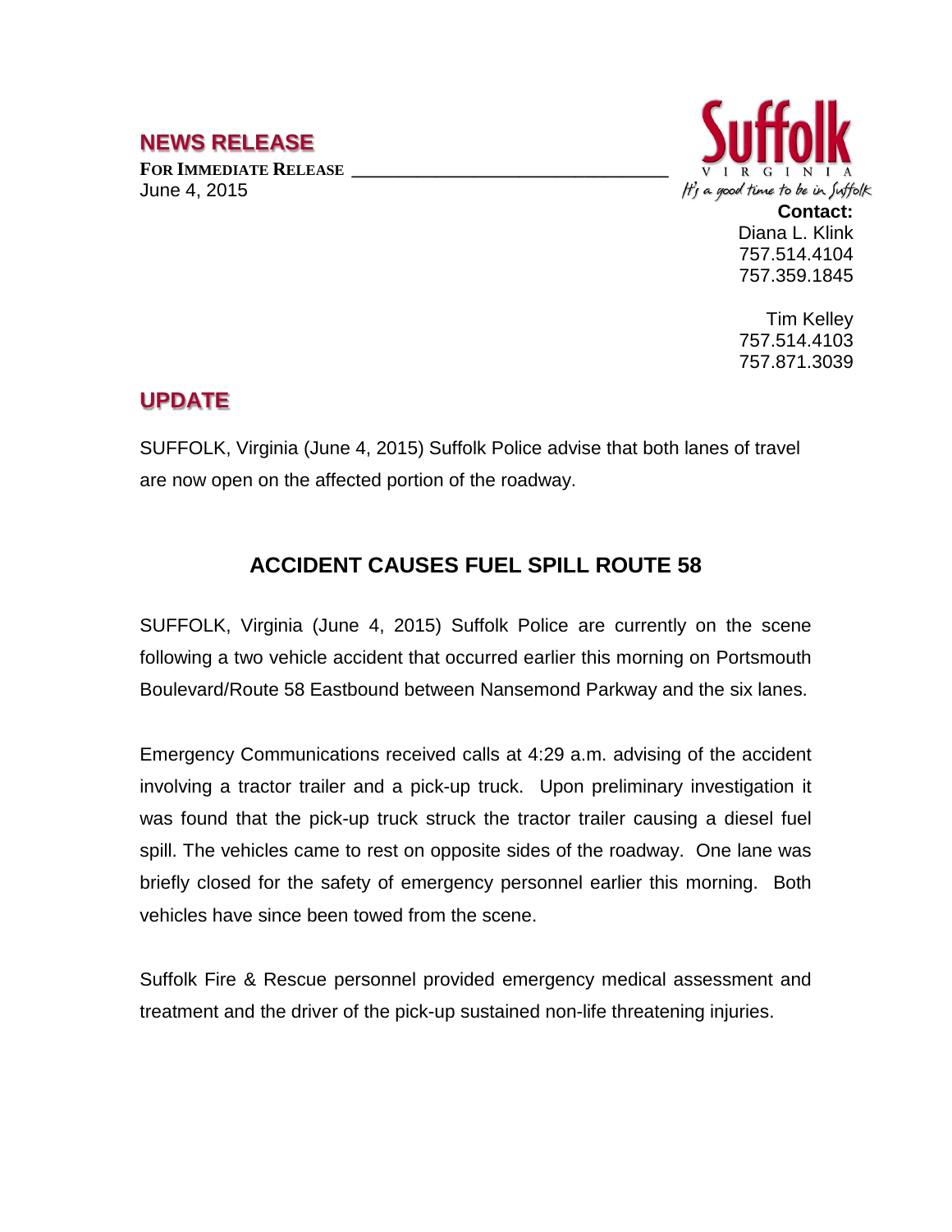## NEWS RELEASE

**FOR IMMEDIATE RELEASE**

June 4, 2015

**Suffolk**
VIRGINIA
*It's a good time to be in Suffolk*

**Contact:**
Diana L. Klink
757.514.4104
757.359.1845

Tim Kelley
757.514.4103
757.871.3039

## UPDATE

SUFFOLK, Virginia (June 4, 2015) Suffolk Police advise that both lanes of travel are now open on the affected portion of the roadway.

### ACCIDENT CAUSES FUEL SPILL ROUTE 58

SUFFOLK, Virginia (June 4, 2015) Suffolk Police are currently on the scene following a two vehicle accident that occurred earlier this morning on Portsmouth Boulevard/Route 58 Eastbound between Nansemond Parkway and the six lanes.

Emergency Communications received calls at 4:29 a.m. advising of the accident involving a tractor trailer and a pick-up truck. Upon preliminary investigation it was found that the pick-up truck struck the tractor trailer causing a diesel fuel spill. The vehicles came to rest on opposite sides of the roadway. One lane was briefly closed for the safety of emergency personnel earlier this morning. Both vehicles have since been towed from the scene.

Suffolk Fire & Rescue personnel provided emergency medical assessment and treatment and the driver of the pick-up sustained non-life threatening injuries.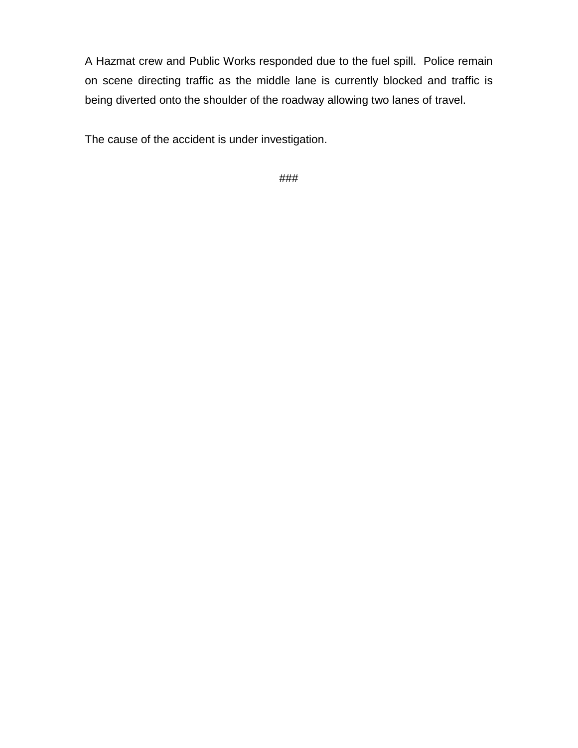A Hazmat crew and Public Works responded due to the fuel spill.  Police remain on scene directing traffic as the middle lane is currently blocked and traffic is being diverted onto the shoulder of the roadway allowing two lanes of travel.

The cause of the accident is under investigation.

###